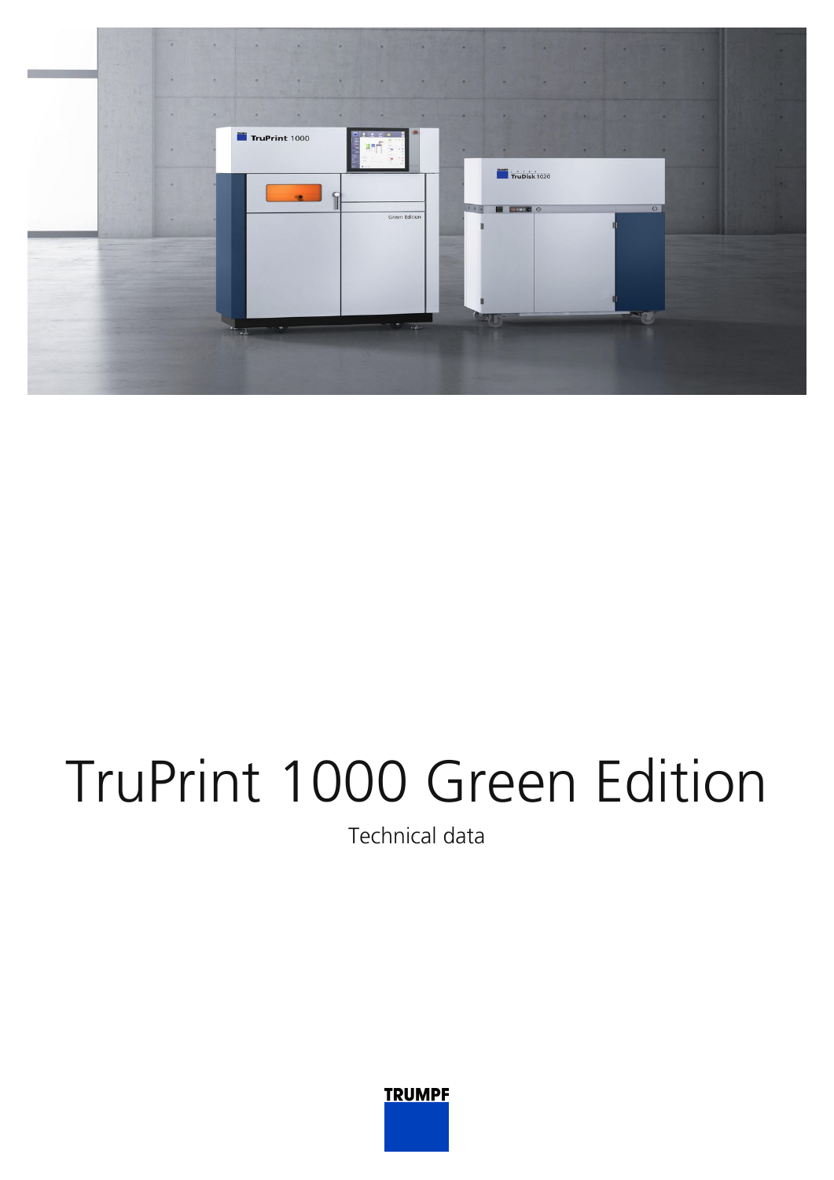# TruPrint 1000 Green Edition

Technical data

TRUMPF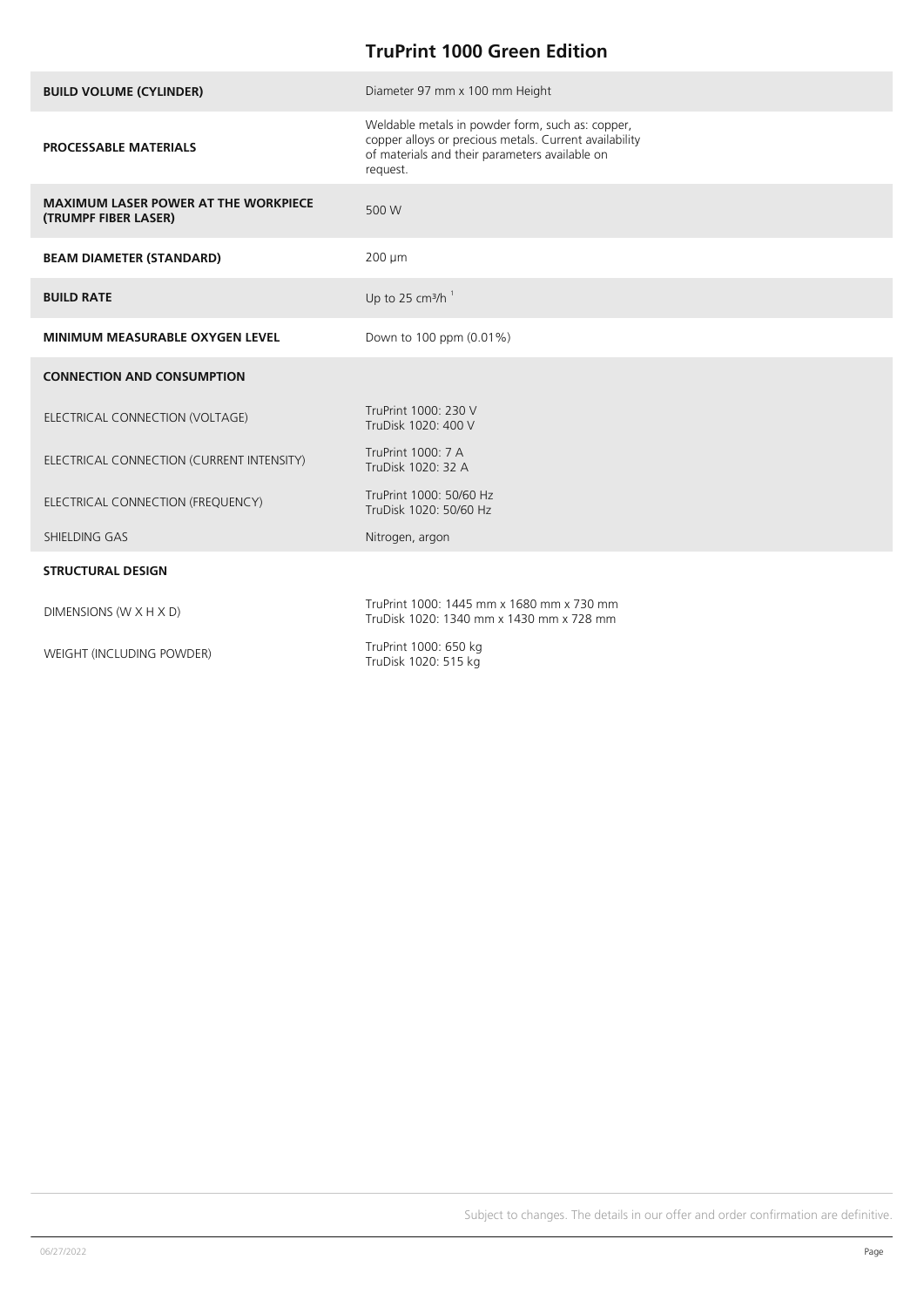## TruPrint 1000 Green Edition

| | |
|---|---|
| **BUILD VOLUME (CYLINDER)** | Diameter 97 mm x 100 mm Height |
| **PROCESSABLE MATERIALS** | Weldable metals in powder form, such as: copper, copper alloys or precious metals. Current availability of materials and their parameters available on request. |
| **MAXIMUM LASER POWER AT THE WORKPIECE (TRUMPF FIBER LASER)** | 500 W |
| **BEAM DIAMETER (STANDARD)** | 200 µm |
| **BUILD RATE** | Up to 25 $cm^3$/h [1] |
| **MINIMUM MEASURABLE OXYGEN LEVEL** | Down to 100 ppm (0.01%) |
| **CONNECTION AND CONSUMPTION** | |
| ELECTRICAL CONNECTION (VOLTAGE) | TruPrint 1000: 230 V<br>TruDisk 1020: 400 V |
| ELECTRICAL CONNECTION (CURRENT INTENSITY) | TruPrint 1000: 7 A<br>TruDisk 1020: 32 A |
| ELECTRICAL CONNECTION (FREQUENCY) | TruPrint 1000: 50/60 Hz<br>TruDisk 1020: 50/60 Hz |
| SHIELDING GAS | Nitrogen, argon |
| **STRUCTURAL DESIGN** | |
| DIMENSIONS (W X H X D) | TruPrint 1000: 1445 mm x 1680 mm x 730 mm<br>TruDisk 1020: 1340 mm x 1430 mm x 728 mm |
| WEIGHT (INCLUDING POWDER) | TruPrint 1000: 650 kg<br>TruDisk 1020: 515 kg |

Subject to changes. The details in our offer and order confirmation are definitive.

06/27/2022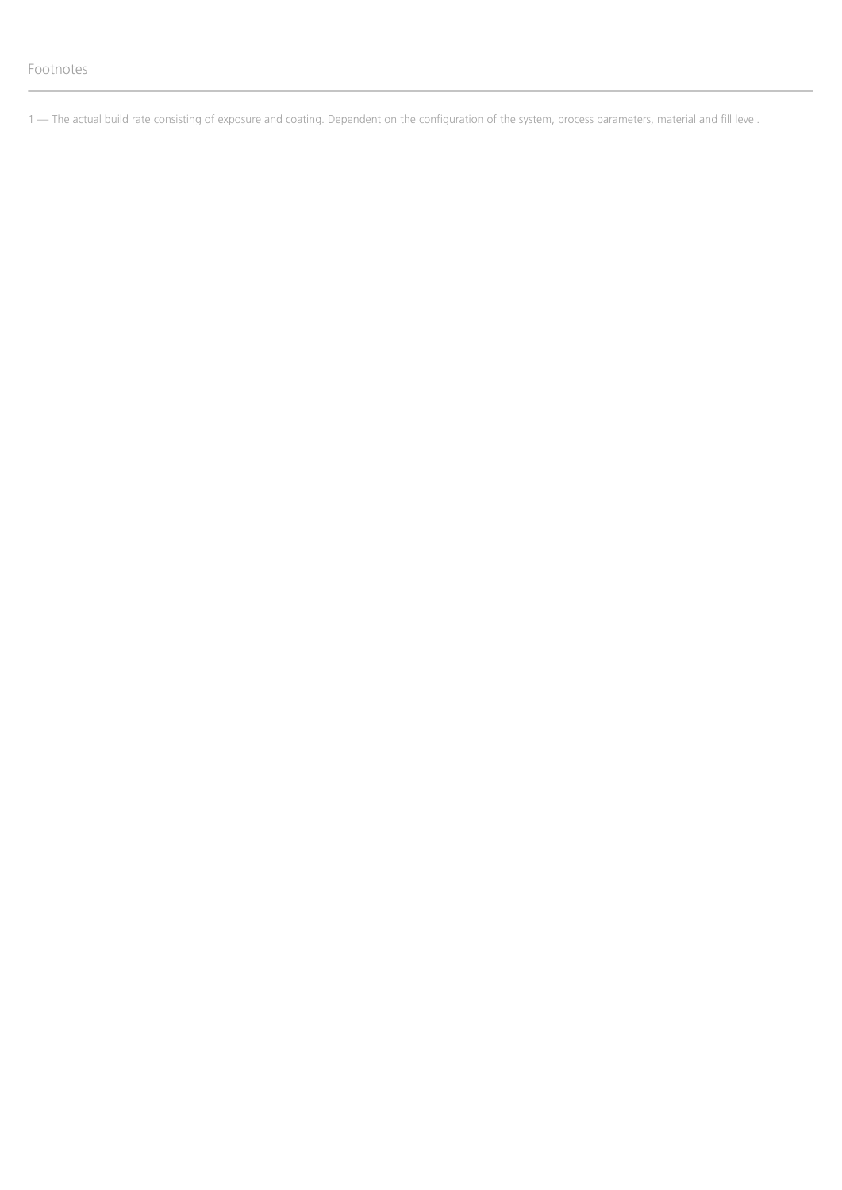Footnotes

1 — The actual build rate consisting of exposure and coating. Dependent on the configuration of the system, process parameters, material and fill level.